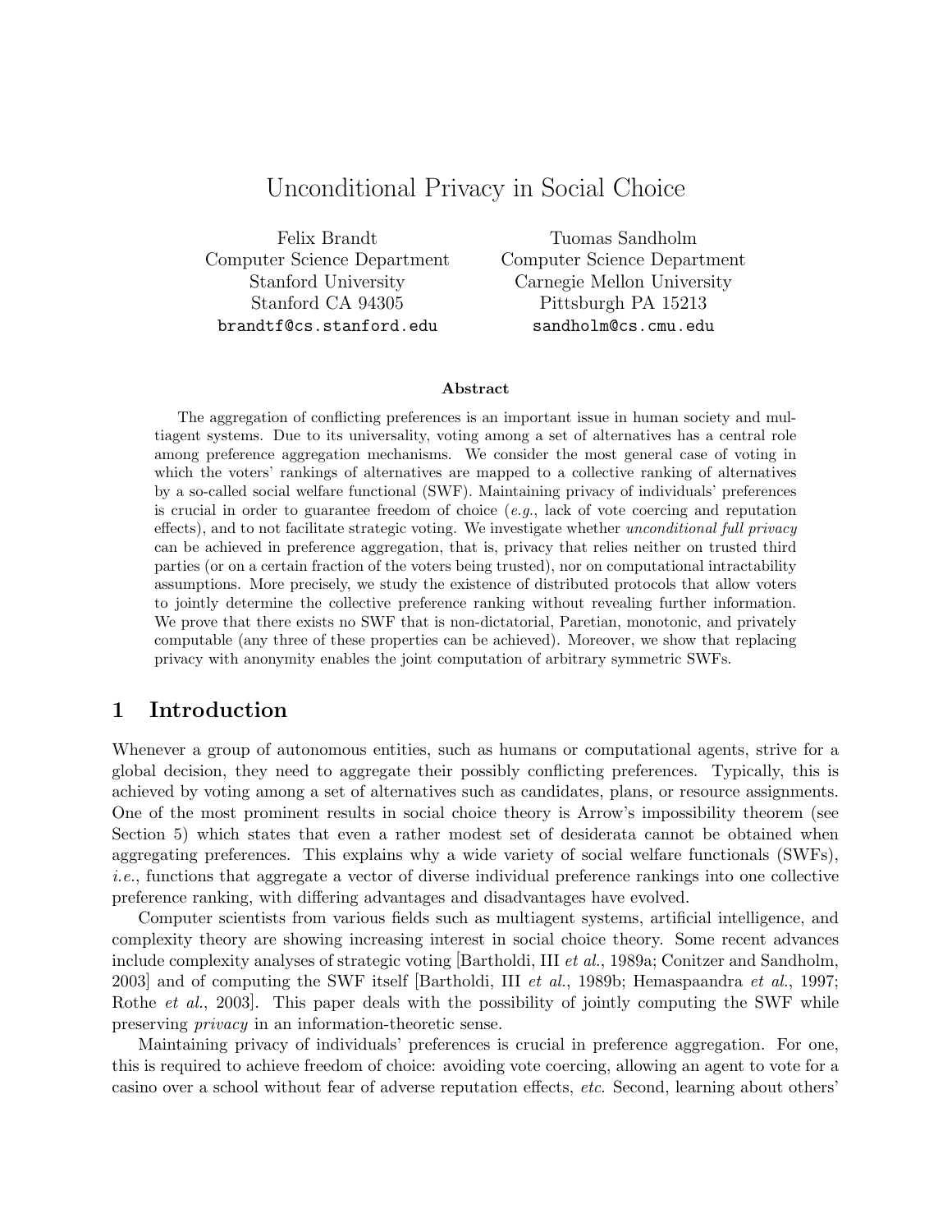# Unconditional Privacy in Social Choice

Felix Brandt
Computer Science Department
Stanford University
Stanford CA 94305
brandtf@cs.stanford.edu

Tuomas Sandholm
Computer Science Department
Carnegie Mellon University
Pittsburgh PA 15213
sandholm@cs.cmu.edu

**Abstract**

The aggregation of conflicting preferences is an important issue in human society and multiagent systems. Due to its universality, voting among a set of alternatives has a central role among preference aggregation mechanisms. We consider the most general case of voting in which the voters' rankings of alternatives are mapped to a collective ranking of alternatives by a so-called social welfare functional (SWF). Maintaining privacy of individuals' preferences is crucial in order to guarantee freedom of choice (*e.g.*, lack of vote coercing and reputation effects), and to not facilitate strategic voting. We investigate whether *unconditional full privacy* can be achieved in preference aggregation, that is, privacy that relies neither on trusted third parties (or on a certain fraction of the voters being trusted), nor on computational intractability assumptions. More precisely, we study the existence of distributed protocols that allow voters to jointly determine the collective preference ranking without revealing further information. We prove that there exists no SWF that is non-dictatorial, Paretian, monotonic, and privately computable (any three of these properties can be achieved). Moreover, we show that replacing privacy with anonymity enables the joint computation of arbitrary symmetric SWFs.

## 1 Introduction

Whenever a group of autonomous entities, such as humans or computational agents, strive for a global decision, they need to aggregate their possibly conflicting preferences. Typically, this is achieved by voting among a set of alternatives such as candidates, plans, or resource assignments. One of the most prominent results in social choice theory is Arrow's impossibility theorem (see Section 5) which states that even a rather modest set of desiderata cannot be obtained when aggregating preferences. This explains why a wide variety of social welfare functionals (SWFs), *i.e.*, functions that aggregate a vector of diverse individual preference rankings into one collective preference ranking, with differing advantages and disadvantages have evolved.

Computer scientists from various fields such as multiagent systems, artificial intelligence, and complexity theory are showing increasing interest in social choice theory. Some recent advances include complexity analyses of strategic voting [Bartholdi, III *et al.*, 1989a; Conitzer and Sandholm, 2003] and of computing the SWF itself [Bartholdi, III *et al.*, 1989b; Hemaspaandra *et al.*, 1997; Rothe *et al.*, 2003]. This paper deals with the possibility of jointly computing the SWF while preserving *privacy* in an information-theoretic sense.

Maintaining privacy of individuals' preferences is crucial in preference aggregation. For one, this is required to achieve freedom of choice: avoiding vote coercing, allowing an agent to vote for a casino over a school without fear of adverse reputation effects, *etc.* Second, learning about others'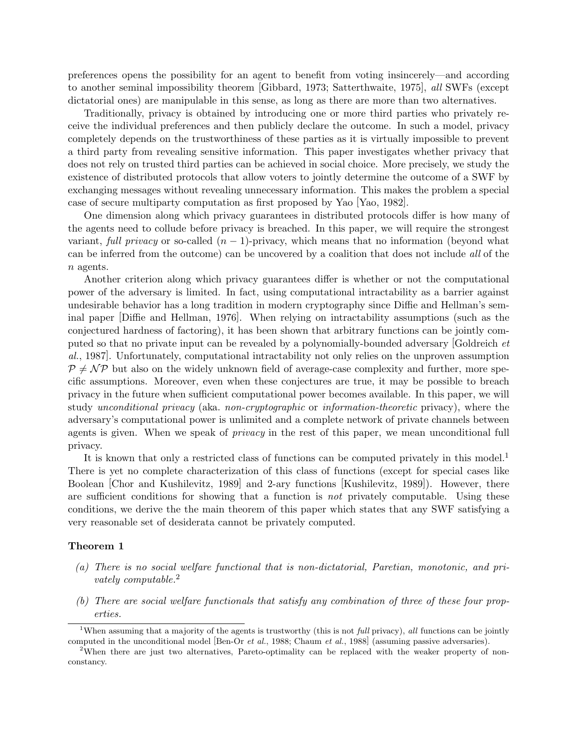preferences opens the possibility for an agent to benefit from voting insincerely—and according to another seminal impossibility theorem [Gibbard, 1973; Satterthwaite, 1975], *all* SWFs (except dictatorial ones) are manipulable in this sense, as long as there are more than two alternatives.

Traditionally, privacy is obtained by introducing one or more third parties who privately receive the individual preferences and then publicly declare the outcome. In such a model, privacy completely depends on the trustworthiness of these parties as it is virtually impossible to prevent a third party from revealing sensitive information. This paper investigates whether privacy that does not rely on trusted third parties can be achieved in social choice. More precisely, we study the existence of distributed protocols that allow voters to jointly determine the outcome of a SWF by exchanging messages without revealing unnecessary information. This makes the problem a special case of secure multiparty computation as first proposed by Yao [Yao, 1982].

One dimension along which privacy guarantees in distributed protocols differ is how many of the agents need to collude before privacy is breached. In this paper, we will require the strongest variant, *full privacy* or so-called $(n-1)$-privacy, which means that no information (beyond what can be inferred from the outcome) can be uncovered by a coalition that does not include *all* of the $n$ agents.

Another criterion along which privacy guarantees differ is whether or not the computational power of the adversary is limited. In fact, using computational intractability as a barrier against undesirable behavior has a long tradition in modern cryptography since Diffie and Hellman's seminal paper [Diffie and Hellman, 1976]. When relying on intractability assumptions (such as the conjectured hardness of factoring), it has been shown that arbitrary functions can be jointly computed so that no private input can be revealed by a polynomially-bounded adversary [Goldreich *et al.*, 1987]. Unfortunately, computational intractability not only relies on the unproven assumption $\mathcal{P} \neq \mathcal{NP}$ but also on the widely unknown field of average-case complexity and further, more specific assumptions. Moreover, even when these conjectures are true, it may be possible to breach privacy in the future when sufficient computational power becomes available. In this paper, we will study *unconditional privacy* (aka. *non-cryptographic* or *information-theoretic* privacy), where the adversary's computational power is unlimited and a complete network of private channels between agents is given. When we speak of *privacy* in the rest of this paper, we mean unconditional full privacy.

It is known that only a restricted class of functions can be computed privately in this model.[1] There is yet no complete characterization of this class of functions (except for special cases like Boolean [Chor and Kushilevitz, 1989] and 2-ary functions [Kushilevitz, 1989]). However, there are sufficient conditions for showing that a function is *not* privately computable. Using these conditions, we derive the the main theorem of this paper which states that any SWF satisfying a very reasonable set of desiderata cannot be privately computed.

**Theorem 1**

- *(a) There is no social welfare functional that is non-dictatorial, Paretian, monotonic, and privately computable.*[2]
- *(b) There are social welfare functionals that satisfy any combination of three of these four properties.*

---

[1] When assuming that a majority of the agents is trustworthy (this is not *full* privacy), *all* functions can be jointly computed in the unconditional model [Ben-Or *et al.*, 1988; Chaum *et al.*, 1988] (assuming passive adversaries).

[2] When there are just two alternatives, Pareto-optimality can be replaced with the weaker property of non-constancy.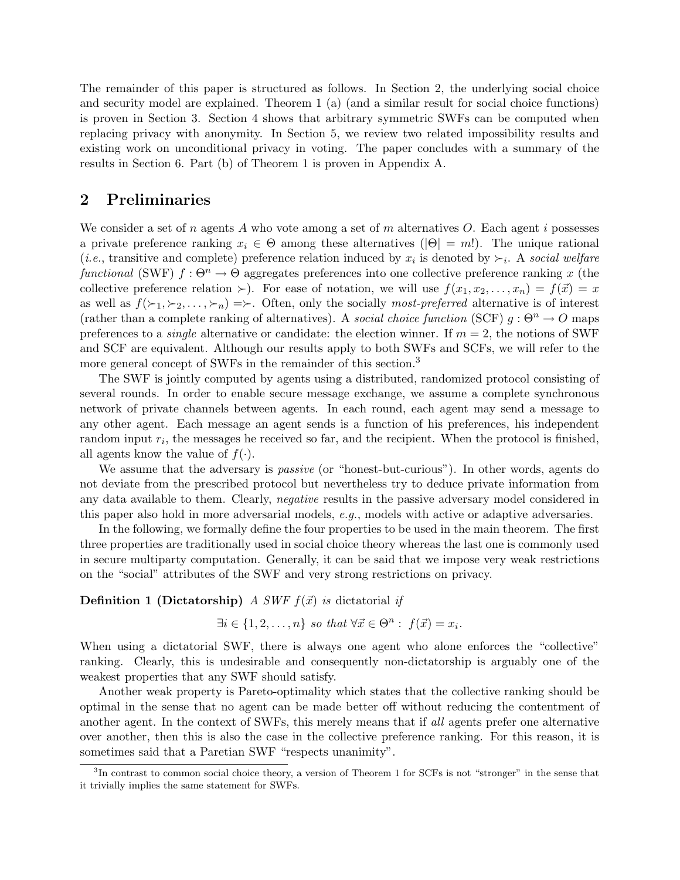The remainder of this paper is structured as follows. In Section 2, the underlying social choice and security model are explained. Theorem 1 (a) (and a similar result for social choice functions) is proven in Section 3. Section 4 shows that arbitrary symmetric SWFs can be computed when replacing privacy with anonymity. In Section 5, we review two related impossibility results and existing work on unconditional privacy in voting. The paper concludes with a summary of the results in Section 6. Part (b) of Theorem 1 is proven in Appendix A.

## 2 Preliminaries

We consider a set of $n$ agents $A$ who vote among a set of $m$ alternatives $O$. Each agent $i$ possesses a private preference ranking $x_i \in \Theta$ among these alternatives ($|\Theta| = m!$). The unique rational (*i.e.*, transitive and complete) preference relation induced by $x_i$ is denoted by $\succ_i$. A *social welfare functional* (SWF) $f : \Theta^n \to \Theta$ aggregates preferences into one collective preference ranking $x$ (the collective preference relation $\succ$). For ease of notation, we will use $f(x_1, x_2, \ldots, x_n) = f(\vec{x}) = x$ as well as $f(\succ_1, \succ_2, \ldots, \succ_n) = \succ$. Often, only the socially *most-preferred* alternative is of interest (rather than a complete ranking of alternatives). A *social choice function* (SCF) $g : \Theta^n \to O$ maps preferences to a *single* alternative or candidate: the election winner. If $m = 2$, the notions of SWF and SCF are equivalent. Although our results apply to both SWFs and SCFs, we will refer to the more general concept of SWFs in the remainder of this section.[3]

The SWF is jointly computed by agents using a distributed, randomized protocol consisting of several rounds. In order to enable secure message exchange, we assume a complete synchronous network of private channels between agents. In each round, each agent may send a message to any other agent. Each message an agent sends is a function of his preferences, his independent random input $r_i$, the messages he received so far, and the recipient. When the protocol is finished, all agents know the value of $f(\cdot)$.

We assume that the adversary is *passive* (or "honest-but-curious"). In other words, agents do not deviate from the prescribed protocol but nevertheless try to deduce private information from any data available to them. Clearly, *negative* results in the passive adversary model considered in this paper also hold in more adversarial models, *e.g.*, models with active or adaptive adversaries.

In the following, we formally define the four properties to be used in the main theorem. The first three properties are traditionally used in social choice theory whereas the last one is commonly used in secure multiparty computation. Generally, it can be said that we impose very weak restrictions on the "social" attributes of the SWF and very strong restrictions on privacy.

**Definition 1 (Dictatorship)** *A SWF $f(\vec{x})$ is* dictatorial *if*

$$\exists i \in \{1, 2, \ldots, n\} \text{ so that } \forall \vec{x} \in \Theta^n : \ f(\vec{x}) = x_i.$$

When using a dictatorial SWF, there is always one agent who alone enforces the "collective" ranking. Clearly, this is undesirable and consequently non-dictatorship is arguably one of the weakest properties that any SWF should satisfy.

Another weak property is Pareto-optimality which states that the collective ranking should be optimal in the sense that no agent can be made better off without reducing the contentment of another agent. In the context of SWFs, this merely means that if *all* agents prefer one alternative over another, then this is also the case in the collective preference ranking. For this reason, it is sometimes said that a Paretian SWF "respects unanimity".

[3] In contrast to common social choice theory, a version of Theorem 1 for SCFs is not "stronger" in the sense that it trivially implies the same statement for SWFs.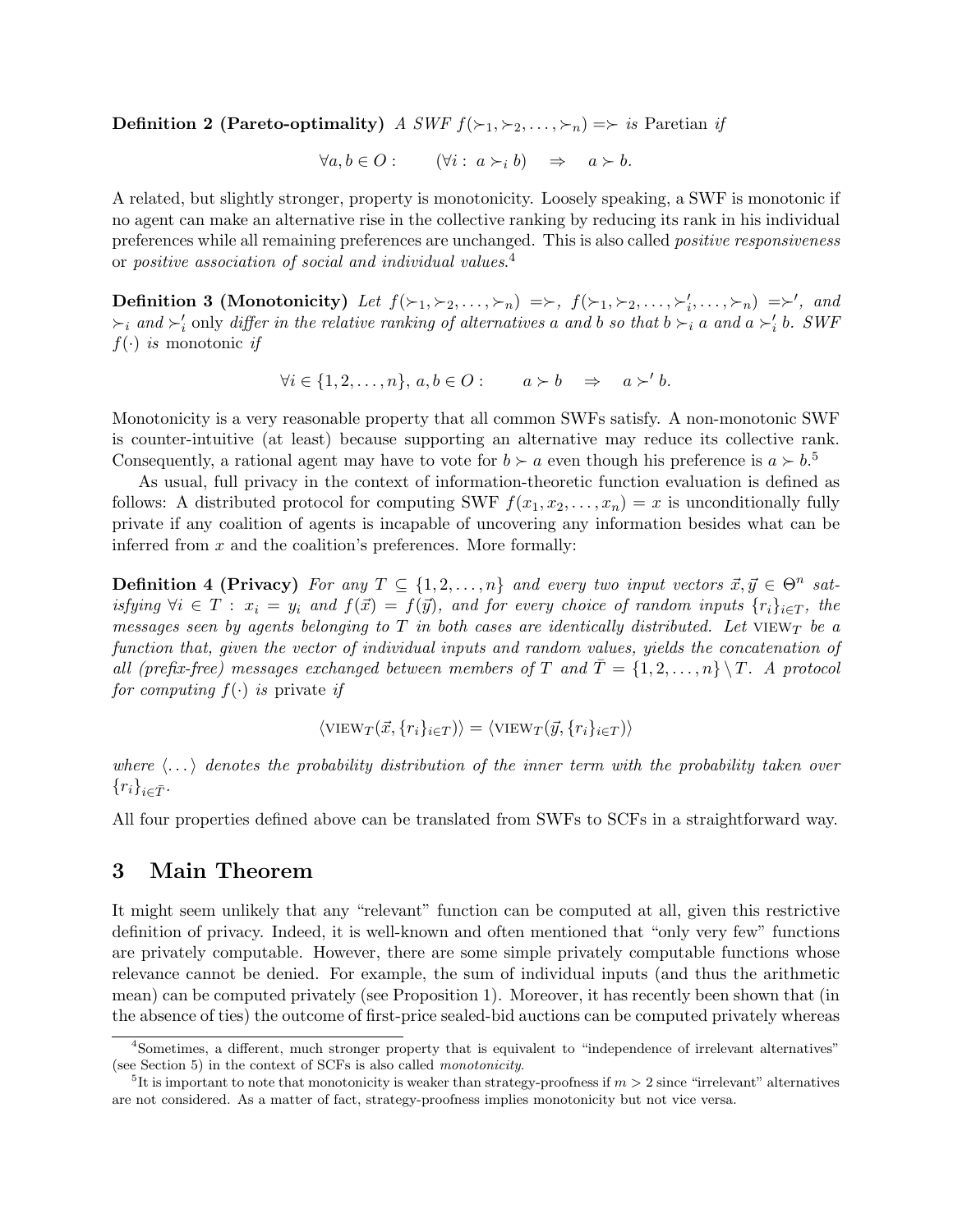**Definition 2 (Pareto-optimality)** *A SWF $f(\succ_1, \succ_2, \ldots, \succ_n) = \succ$ is* Paretian *if*

$$\forall a, b \in O : \qquad (\forall i : \; a \succ_i b) \quad \Rightarrow \quad a \succ b.$$

A related, but slightly stronger, property is monotonicity. Loosely speaking, a SWF is monotonic if no agent can make an alternative rise in the collective ranking by reducing its rank in his individual preferences while all remaining preferences are unchanged. This is also called *positive responsiveness* or *positive association of social and individual values*.[4]

**Definition 3 (Monotonicity)** *Let $f(\succ_1, \succ_2, \ldots, \succ_n) = \succ$, $f(\succ_1, \succ_2, \ldots, \succ_i', \ldots, \succ_n) = \succ'$, and $\succ_i$ and $\succ_i'$* only *differ in the relative ranking of alternatives $a$ and $b$ so that $b \succ_i a$ and $a \succ_i' b$. SWF $f(\cdot)$ is* monotonic *if*

$$\forall i \in \{1, 2, \ldots, n\},\, a, b \in O : \qquad a \succ b \quad \Rightarrow \quad a \succ' b.$$

Monotonicity is a very reasonable property that all common SWFs satisfy. A non-monotonic SWF is counter-intuitive (at least) because supporting an alternative may reduce its collective rank. Consequently, a rational agent may have to vote for $b \succ a$ even though his preference is $a \succ b$.[5]

As usual, full privacy in the context of information-theoretic function evaluation is defined as follows: A distributed protocol for computing SWF $f(x_1, x_2, \ldots, x_n) = x$ is unconditionally fully private if any coalition of agents is incapable of uncovering any information besides what can be inferred from $x$ and the coalition's preferences. More formally:

**Definition 4 (Privacy)** *For any $T \subseteq \{1, 2, \ldots, n\}$ and every two input vectors $\vec{x}, \vec{y} \in \Theta^n$ satisfying $\forall i \in T : \; x_i = y_i$ and $f(\vec{x}) = f(\vec{y})$, and for every choice of random inputs $\{r_i\}_{i \in T}$, the messages seen by agents belonging to $T$ in both cases are identically distributed. Let $\text{VIEW}_T$ be a function that, given the vector of individual inputs and random values, yields the concatenation of all (prefix-free) messages exchanged between members of $T$ and $\bar{T} = \{1, 2, \ldots, n\} \setminus T$. A protocol for computing $f(\cdot)$ is* private *if*

$$\langle \text{VIEW}_T(\vec{x}, \{r_i\}_{i \in T}) \rangle = \langle \text{VIEW}_T(\vec{y}, \{r_i\}_{i \in T}) \rangle$$

*where $\langle \ldots \rangle$ denotes the probability distribution of the inner term with the probability taken over $\{r_i\}_{i \in \bar{T}}$.*

All four properties defined above can be translated from SWFs to SCFs in a straightforward way.

## 3 Main Theorem

It might seem unlikely that any "relevant" function can be computed at all, given this restrictive definition of privacy. Indeed, it is well-known and often mentioned that "only very few" functions are privately computable. However, there are some simple privately computable functions whose relevance cannot be denied. For example, the sum of individual inputs (and thus the arithmetic mean) can be computed privately (see Proposition 1). Moreover, it has recently been shown that (in the absence of ties) the outcome of first-price sealed-bid auctions can be computed privately whereas

[4] Sometimes, a different, much stronger property that is equivalent to "independence of irrelevant alternatives" (see Section 5) in the context of SCFs is also called *monotonicity*.

[5] It is important to note that monotonicity is weaker than strategy-proofness if $m > 2$ since "irrelevant" alternatives are not considered. As a matter of fact, strategy-proofness implies monotonicity but not vice versa.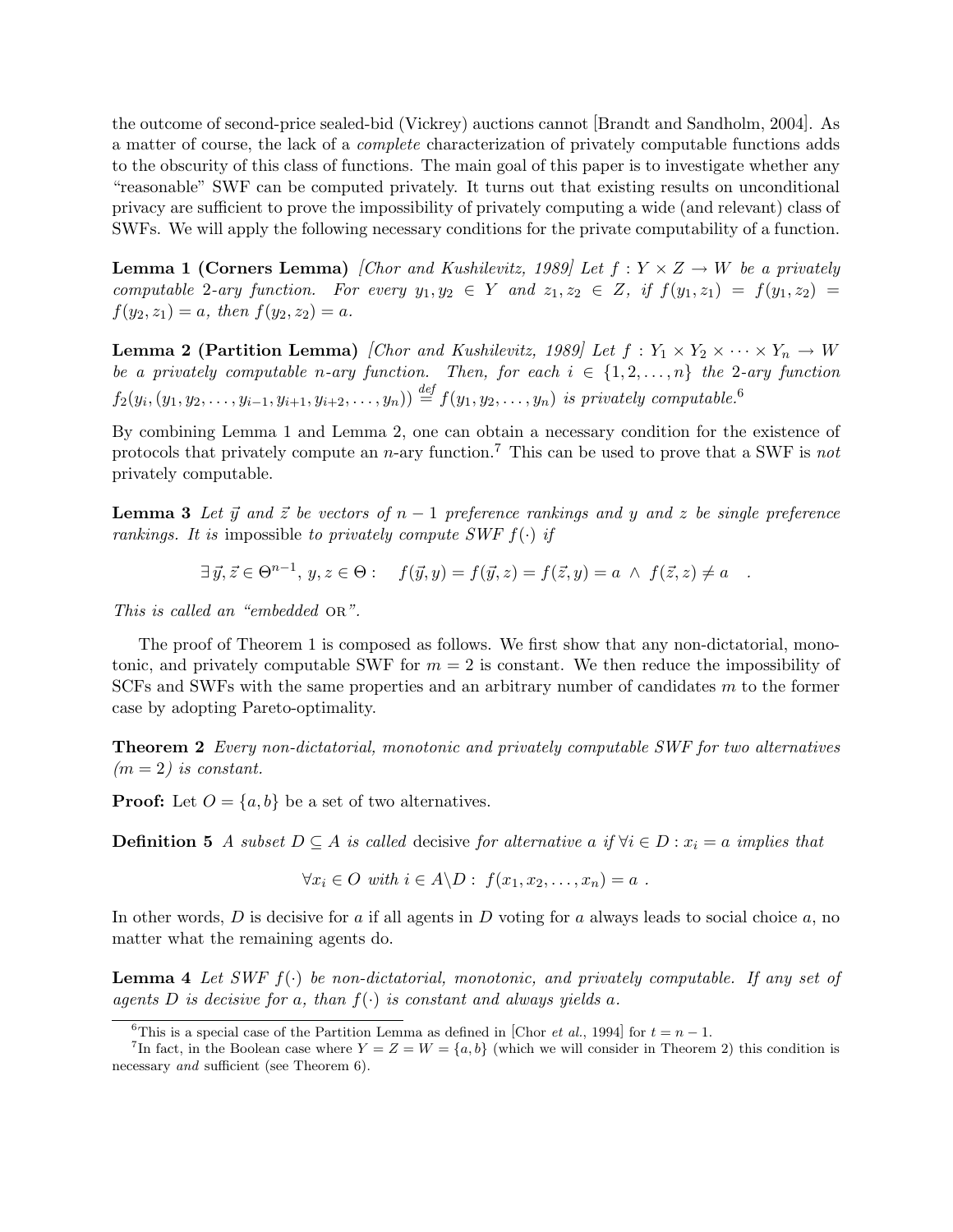the outcome of second-price sealed-bid (Vickrey) auctions cannot [Brandt and Sandholm, 2004]. As a matter of course, the lack of a *complete* characterization of privately computable functions adds to the obscurity of this class of functions. The main goal of this paper is to investigate whether any "reasonable" SWF can be computed privately. It turns out that existing results on unconditional privacy are sufficient to prove the impossibility of privately computing a wide (and relevant) class of SWFs. We will apply the following necessary conditions for the private computability of a function.

**Lemma 1 (Corners Lemma)** *[Chor and Kushilevitz, 1989] Let $f : Y \times Z \to W$ be a privately computable 2-ary function. For every $y_1, y_2 \in Y$ and $z_1, z_2 \in Z$, if $f(y_1, z_1) = f(y_1, z_2) = f(y_2, z_1) = a$, then $f(y_2, z_2) = a$.*

**Lemma 2 (Partition Lemma)** *[Chor and Kushilevitz, 1989] Let $f : Y_1 \times Y_2 \times \cdots \times Y_n \to W$ be a privately computable n-ary function. Then, for each $i \in \{1, 2, \dots, n\}$ the 2-ary function $f_2(y_i, (y_1, y_2, \dots, y_{i-1}, y_{i+1}, y_{i+2}, \dots, y_n)) \stackrel{def}{=} f(y_1, y_2, \dots, y_n)$ is privately computable.*[6]

By combining Lemma 1 and Lemma 2, one can obtain a necessary condition for the existence of protocols that privately compute an $n$-ary function.[7] This can be used to prove that a SWF is *not* privately computable.

**Lemma 3** *Let $\vec{y}$ and $\vec{z}$ be vectors of $n-1$ preference rankings and $y$ and $z$ be single preference rankings. It is* impossible *to privately compute SWF $f(\cdot)$ if*

$$\exists\, \vec{y}, \vec{z} \in \Theta^{n-1},\, y, z \in \Theta : \quad f(\vec{y}, y) = f(\vec{y}, z) = f(\vec{z}, y) = a \;\wedge\; f(\vec{z}, z) \neq a \quad .$$

*This is called an "embedded* OR*".*

The proof of Theorem 1 is composed as follows. We first show that any non-dictatorial, monotonic, and privately computable SWF for $m = 2$ is constant. We then reduce the impossibility of SCFs and SWFs with the same properties and an arbitrary number of candidates $m$ to the former case by adopting Pareto-optimality.

**Theorem 2** *Every non-dictatorial, monotonic and privately computable SWF for two alternatives ($m = 2$) is constant.*

**Proof:** Let $O = \{a, b\}$ be a set of two alternatives.

**Definition 5** *A subset $D \subseteq A$ is called* decisive *for alternative $a$ if $\forall i \in D : x_i = a$ implies that*

$$\forall x_i \in O \text{ with } i \in A \backslash D : \; f(x_1, x_2, \dots, x_n) = a \;.$$

In other words, $D$ is decisive for $a$ if all agents in $D$ voting for $a$ always leads to social choice $a$, no matter what the remaining agents do.

**Lemma 4** *Let SWF $f(\cdot)$ be non-dictatorial, monotonic, and privately computable. If any set of agents $D$ is decisive for $a$, than $f(\cdot)$ is constant and always yields $a$.*

---

[6] This is a special case of the Partition Lemma as defined in [Chor *et al.*, 1994] for $t = n - 1$.

[7] In fact, in the Boolean case where $Y = Z = W = \{a, b\}$ (which we will consider in Theorem 2) this condition is necessary *and* sufficient (see Theorem 6).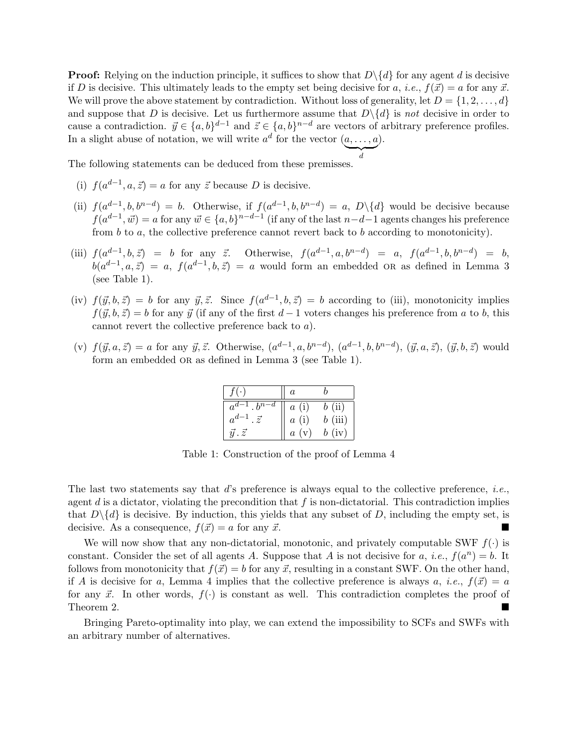**Proof:** Relying on the induction principle, it suffices to show that $D\backslash\{d\}$ for any agent $d$ is decisive if $D$ is decisive. This ultimately leads to the empty set being decisive for $a$, *i.e.*, $f(\vec{x}) = a$ for any $\vec{x}$. We will prove the above statement by contradiction. Without loss of generality, let $D = \{1, 2, \ldots, d\}$ and suppose that $D$ is decisive. Let us furthermore assume that $D\backslash\{d\}$ is *not* decisive in order to cause a contradiction. $\vec{y} \in \{a, b\}^{d-1}$ and $\vec{z} \in \{a, b\}^{n-d}$ are vectors of arbitrary preference profiles. In a slight abuse of notation, we will write $a^d$ for the vector $(\underbrace{a, \ldots, a}_{d})$.

The following statements can be deduced from these premisses.

(i) $f(a^{d-1}, a, \vec{z}) = a$ for any $\vec{z}$ because $D$ is decisive.

(ii) $f(a^{d-1}, b, b^{n-d}) = b$. Otherwise, if $f(a^{d-1}, b, b^{n-d}) = a$, $D\backslash\{d\}$ would be decisive because $f(a^{d-1}, \vec{w}) = a$ for any $\vec{w} \in \{a, b\}^{n-d-1}$ (if any of the last $n-d-1$ agents changes his preference from $b$ to $a$, the collective preference cannot revert back to $b$ according to monotonicity).

(iii) $f(a^{d-1}, b, \vec{z}) = b$ for any $\vec{z}$. Otherwise, $f(a^{d-1}, a, b^{n-d}) = a$, $f(a^{d-1}, b, b^{n-d}) = b$, $b(a^{d-1}, a, \vec{z}) = a$, $f(a^{d-1}, b, \vec{z}) = a$ would form an embedded OR as defined in Lemma 3 (see Table 1).

(iv) $f(\vec{y}, b, \vec{z}) = b$ for any $\vec{y}, \vec{z}$. Since $f(a^{d-1}, b, \vec{z}) = b$ according to (iii), monotonicity implies $f(\vec{y}, b, \vec{z}) = b$ for any $\vec{y}$ (if any of the first $d-1$ voters changes his preference from $a$ to $b$, this cannot revert the collective preference back to $a$).

(v) $f(\vec{y}, a, \vec{z}) = a$ for any $\vec{y}, \vec{z}$. Otherwise, $(a^{d-1}, a, b^{n-d})$, $(a^{d-1}, b, b^{n-d})$, $(\vec{y}, a, \vec{z})$, $(\vec{y}, b, \vec{z})$ would form an embedded OR as defined in Lemma 3 (see Table 1).

| $f(\cdot)$ | $a$ | $b$ |
|---|---|---|
| $a^{d-1} \,.\, b^{n-d}$ | $a$ (i) | $b$ (ii) |
| $a^{d-1} \,.\, \vec{z}$ | $a$ (i) | $b$ (iii) |
| $\vec{y} \,.\, \vec{z}$ | $a$ (v) | $b$ (iv) |

Table 1: Construction of the proof of Lemma 4

The last two statements say that $d$'s preference is always equal to the collective preference, *i.e.*, agent $d$ is a dictator, violating the precondition that $f$ is non-dictatorial. This contradiction implies that $D\backslash\{d\}$ is decisive. By induction, this yields that any subset of $D$, including the empty set, is decisive. As a consequence, $f(\vec{x}) = a$ for any $\vec{x}$. ■

We will now show that any non-dictatorial, monotonic, and privately computable SWF $f(\cdot)$ is constant. Consider the set of all agents $A$. Suppose that $A$ is not decisive for $a$, *i.e.*, $f(a^n) = b$. It follows from monotonicity that $f(\vec{x}) = b$ for any $\vec{x}$, resulting in a constant SWF. On the other hand, if $A$ is decisive for $a$, Lemma 4 implies that the collective preference is always $a$, *i.e.*, $f(\vec{x}) = a$ for any $\vec{x}$. In other words, $f(\cdot)$ is constant as well. This contradiction completes the proof of Theorem 2. ■

Bringing Pareto-optimality into play, we can extend the impossibility to SCFs and SWFs with an arbitrary number of alternatives.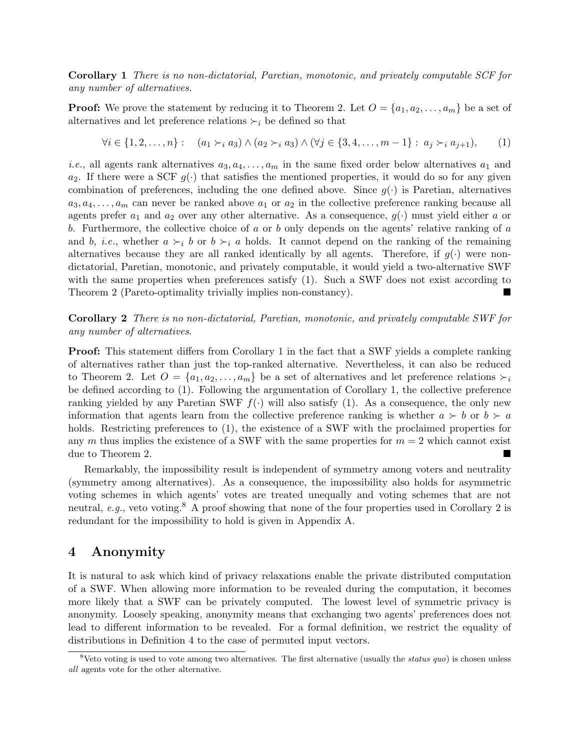**Corollary 1** *There is no non-dictatorial, Paretian, monotonic, and privately computable SCF for any number of alternatives.*

**Proof:** We prove the statement by reducing it to Theorem 2. Let $O = \{a_1, a_2, \ldots, a_m\}$ be a set of alternatives and let preference relations $\succ_i$ be defined so that

$$\forall i \in \{1, 2, \ldots, n\} : \quad (a_1 \succ_i a_3) \wedge (a_2 \succ_i a_3) \wedge (\forall j \in \{3, 4, \ldots, m-1\} : \ a_j \succ_i a_{j+1}), \qquad (1)$$

*i.e.*, all agents rank alternatives $a_3, a_4, \ldots, a_m$ in the same fixed order below alternatives $a_1$ and $a_2$. If there were a SCF $g(\cdot)$ that satisfies the mentioned properties, it would do so for any given combination of preferences, including the one defined above. Since $g(\cdot)$ is Paretian, alternatives $a_3, a_4, \ldots, a_m$ can never be ranked above $a_1$ or $a_2$ in the collective preference ranking because all agents prefer $a_1$ and $a_2$ over any other alternative. As a consequence, $g(\cdot)$ must yield either $a$ or $b$. Furthermore, the collective choice of $a$ or $b$ only depends on the agents' relative ranking of $a$ and $b$, *i.e.*, whether $a \succ_i b$ or $b \succ_i a$ holds. It cannot depend on the ranking of the remaining alternatives because they are all ranked identically by all agents. Therefore, if $g(\cdot)$ were non-dictatorial, Paretian, monotonic, and privately computable, it would yield a two-alternative SWF with the same properties when preferences satisfy (1). Such a SWF does not exist according to Theorem 2 (Pareto-optimality trivially implies non-constancy). ■

**Corollary 2** *There is no non-dictatorial, Paretian, monotonic, and privately computable SWF for any number of alternatives.*

**Proof:** This statement differs from Corollary 1 in the fact that a SWF yields a complete ranking of alternatives rather than just the top-ranked alternative. Nevertheless, it can also be reduced to Theorem 2. Let $O = \{a_1, a_2, \ldots, a_m\}$ be a set of alternatives and let preference relations $\succ_i$ be defined according to (1). Following the argumentation of Corollary 1, the collective preference ranking yielded by any Paretian SWF $f(\cdot)$ will also satisfy (1). As a consequence, the only new information that agents learn from the collective preference ranking is whether $a \succ b$ or $b \succ a$ holds. Restricting preferences to (1), the existence of a SWF with the proclaimed properties for any $m$ thus implies the existence of a SWF with the same properties for $m = 2$ which cannot exist due to Theorem 2. ■

Remarkably, the impossibility result is independent of symmetry among voters and neutrality (symmetry among alternatives). As a consequence, the impossibility also holds for asymmetric voting schemes in which agents' votes are treated unequally and voting schemes that are not neutral, *e.g.*, veto voting.[8] A proof showing that none of the four properties used in Corollary 2 is redundant for the impossibility to hold is given in Appendix A.

## 4 Anonymity

It is natural to ask which kind of privacy relaxations enable the private distributed computation of a SWF. When allowing more information to be revealed during the computation, it becomes more likely that a SWF can be privately computed. The lowest level of symmetric privacy is anonymity. Loosely speaking, anonymity means that exchanging two agents' preferences does not lead to different information to be revealed. For a formal definition, we restrict the equality of distributions in Definition 4 to the case of permuted input vectors.

[8] Veto voting is used to vote among two alternatives. The first alternative (usually the *status quo*) is chosen unless *all* agents vote for the other alternative.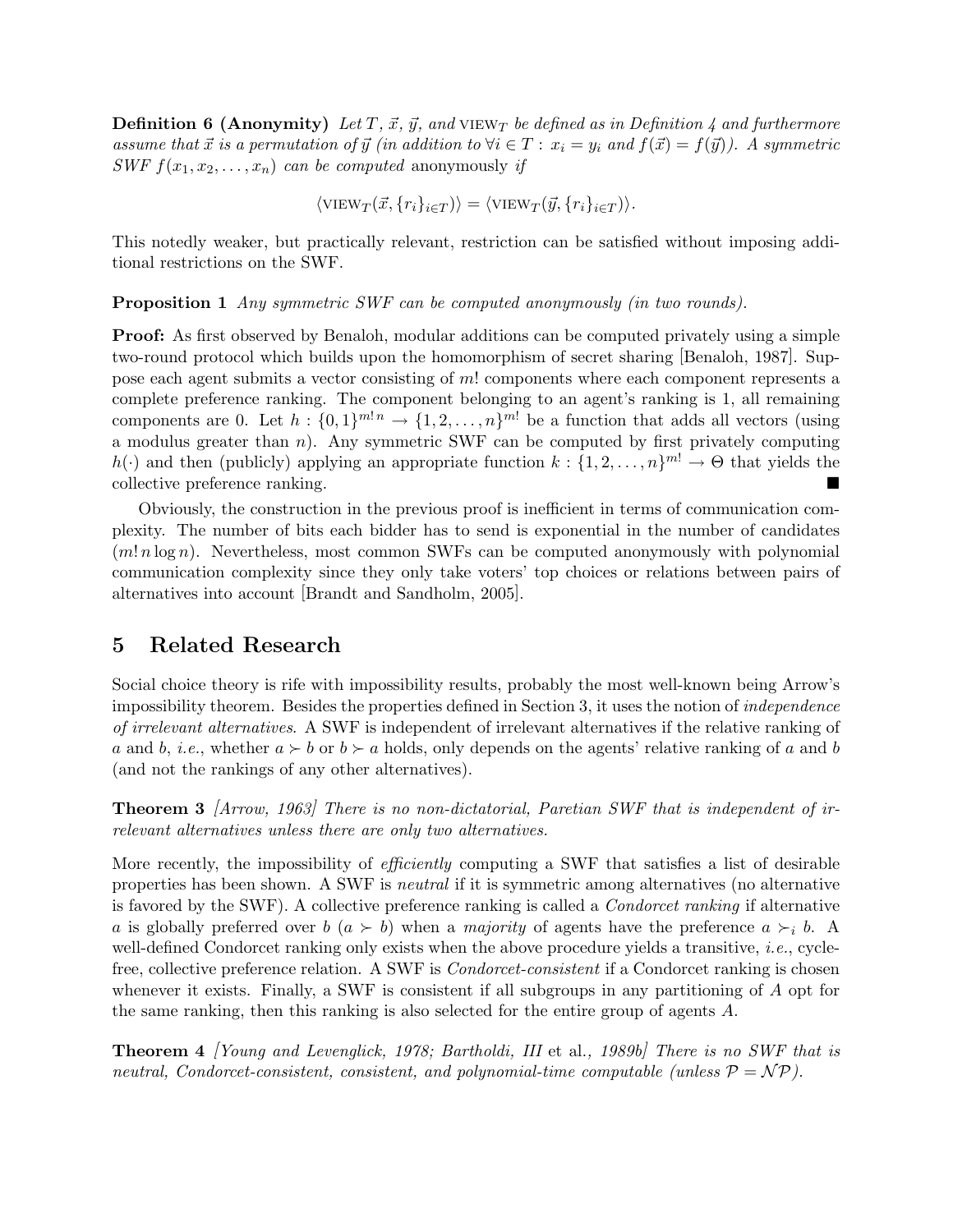**Definition 6 (Anonymity)** *Let $T$, $\vec{x}$, $\vec{y}$, and* $\text{VIEW}_T$ *be defined as in Definition 4 and furthermore assume that $\vec{x}$ is a permutation of $\vec{y}$ (in addition to $\forall i \in T: x_i = y_i$ and $f(\vec{x}) = f(\vec{y})$). A symmetric SWF $f(x_1, x_2, \ldots, x_n)$ can be computed* anonymously *if*

$$\langle \text{VIEW}_T(\vec{x}, \{r_i\}_{i \in T}) \rangle = \langle \text{VIEW}_T(\vec{y}, \{r_i\}_{i \in T}) \rangle.$$

This notedly weaker, but practically relevant, restriction can be satisfied without imposing additional restrictions on the SWF.

**Proposition 1** *Any symmetric SWF can be computed anonymously (in two rounds).*

**Proof:** As first observed by Benaloh, modular additions can be computed privately using a simple two-round protocol which builds upon the homomorphism of secret sharing [Benaloh, 1987]. Suppose each agent submits a vector consisting of $m!$ components where each component represents a complete preference ranking. The component belonging to an agent's ranking is 1, all remaining components are 0. Let $h : \{0,1\}^{m!n} \to \{1, 2, \ldots, n\}^{m!}$ be a function that adds all vectors (using a modulus greater than $n$). Any symmetric SWF can be computed by first privately computing $h(\cdot)$ and then (publicly) applying an appropriate function $k : \{1, 2, \ldots, n\}^{m!} \to \Theta$ that yields the collective preference ranking. ■

Obviously, the construction in the previous proof is inefficient in terms of communication complexity. The number of bits each bidder has to send is exponential in the number of candidates ($m! n \log n$). Nevertheless, most common SWFs can be computed anonymously with polynomial communication complexity since they only take voters' top choices or relations between pairs of alternatives into account [Brandt and Sandholm, 2005].

## 5 Related Research

Social choice theory is rife with impossibility results, probably the most well-known being Arrow's impossibility theorem. Besides the properties defined in Section 3, it uses the notion of *independence of irrelevant alternatives*. A SWF is independent of irrelevant alternatives if the relative ranking of $a$ and $b$, *i.e.*, whether $a \succ b$ or $b \succ a$ holds, only depends on the agents' relative ranking of $a$ and $b$ (and not the rankings of any other alternatives).

**Theorem 3** *[Arrow, 1963] There is no non-dictatorial, Paretian SWF that is independent of irrelevant alternatives unless there are only two alternatives.*

More recently, the impossibility of *efficiently* computing a SWF that satisfies a list of desirable properties has been shown. A SWF is *neutral* if it is symmetric among alternatives (no alternative is favored by the SWF). A collective preference ranking is called a *Condorcet ranking* if alternative $a$ is globally preferred over $b$ ($a \succ b$) when a *majority* of agents have the preference $a \succ_i b$. A well-defined Condorcet ranking only exists when the above procedure yields a transitive, *i.e.*, cycle-free, collective preference relation. A SWF is *Condorcet-consistent* if a Condorcet ranking is chosen whenever it exists. Finally, a SWF is consistent if all subgroups in any partitioning of $A$ opt for the same ranking, then this ranking is also selected for the entire group of agents $A$.

**Theorem 4** *[Young and Levenglick, 1978; Bartholdi, III* et al.*, 1989b] There is no SWF that is neutral, Condorcet-consistent, consistent, and polynomial-time computable (unless $\mathcal{P} = \mathcal{NP}$).*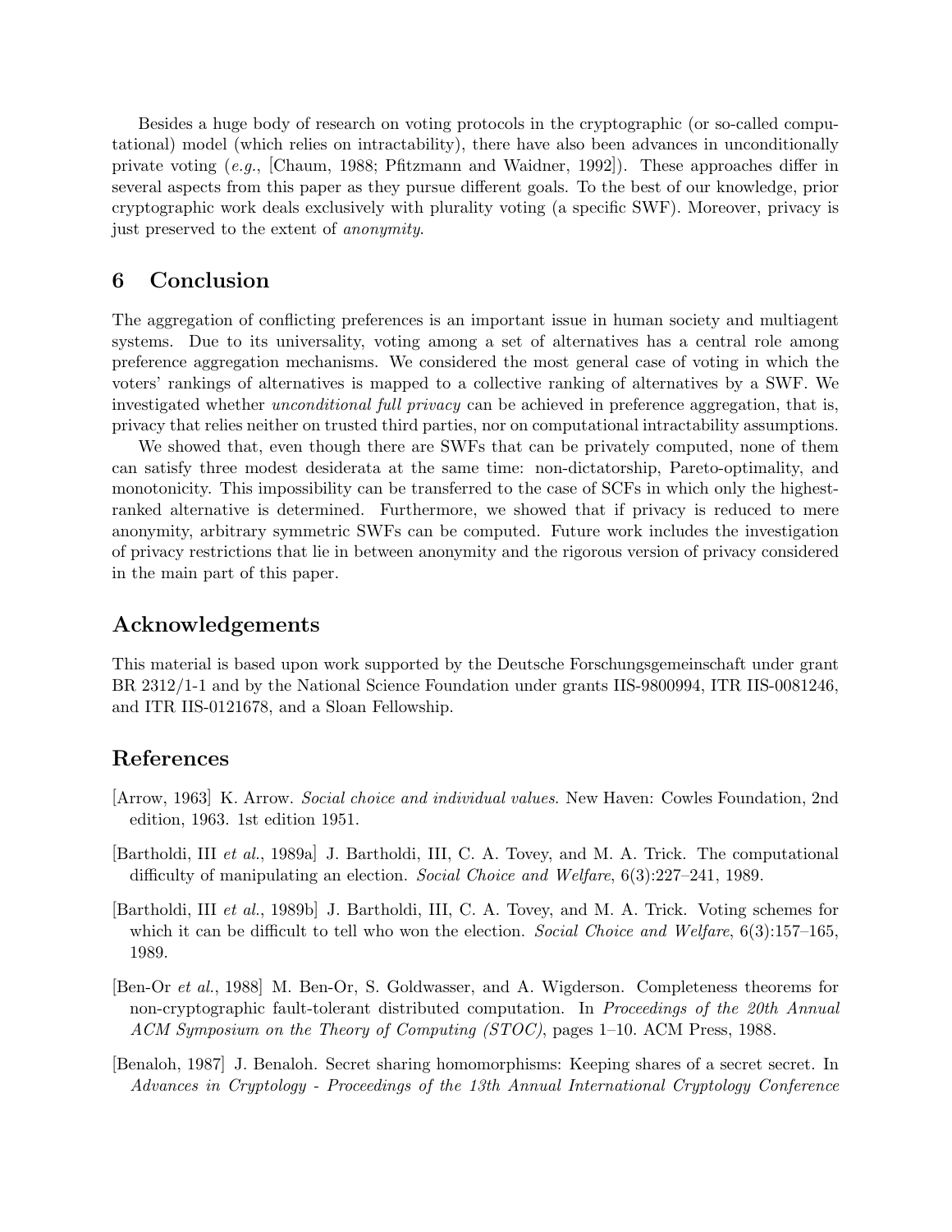Besides a huge body of research on voting protocols in the cryptographic (or so-called computational) model (which relies on intractability), there have also been advances in unconditionally private voting (*e.g.*, [Chaum, 1988; Pfitzmann and Waidner, 1992]). These approaches differ in several aspects from this paper as they pursue different goals. To the best of our knowledge, prior cryptographic work deals exclusively with plurality voting (a specific SWF). Moreover, privacy is just preserved to the extent of *anonymity*.

## 6 Conclusion

The aggregation of conflicting preferences is an important issue in human society and multiagent systems. Due to its universality, voting among a set of alternatives has a central role among preference aggregation mechanisms. We considered the most general case of voting in which the voters' rankings of alternatives is mapped to a collective ranking of alternatives by a SWF. We investigated whether *unconditional full privacy* can be achieved in preference aggregation, that is, privacy that relies neither on trusted third parties, nor on computational intractability assumptions.

We showed that, even though there are SWFs that can be privately computed, none of them can satisfy three modest desiderata at the same time: non-dictatorship, Pareto-optimality, and monotonicity. This impossibility can be transferred to the case of SCFs in which only the highest-ranked alternative is determined. Furthermore, we showed that if privacy is reduced to mere anonymity, arbitrary symmetric SWFs can be computed. Future work includes the investigation of privacy restrictions that lie in between anonymity and the rigorous version of privacy considered in the main part of this paper.

## Acknowledgements

This material is based upon work supported by the Deutsche Forschungsgemeinschaft under grant BR 2312/1-1 and by the National Science Foundation under grants IIS-9800994, ITR IIS-0081246, and ITR IIS-0121678, and a Sloan Fellowship.

## References

[Arrow, 1963] K. Arrow. *Social choice and individual values*. New Haven: Cowles Foundation, 2nd edition, 1963. 1st edition 1951.

[Bartholdi, III *et al.*, 1989a] J. Bartholdi, III, C. A. Tovey, and M. A. Trick. The computational difficulty of manipulating an election. *Social Choice and Welfare*, 6(3):227–241, 1989.

[Bartholdi, III *et al.*, 1989b] J. Bartholdi, III, C. A. Tovey, and M. A. Trick. Voting schemes for which it can be difficult to tell who won the election. *Social Choice and Welfare*, 6(3):157–165, 1989.

[Ben-Or *et al.*, 1988] M. Ben-Or, S. Goldwasser, and A. Wigderson. Completeness theorems for non-cryptographic fault-tolerant distributed computation. In *Proceedings of the 20th Annual ACM Symposium on the Theory of Computing (STOC)*, pages 1–10. ACM Press, 1988.

[Benaloh, 1987] J. Benaloh. Secret sharing homomorphisms: Keeping shares of a secret secret. In *Advances in Cryptology - Proceedings of the 13th Annual International Cryptology Conference*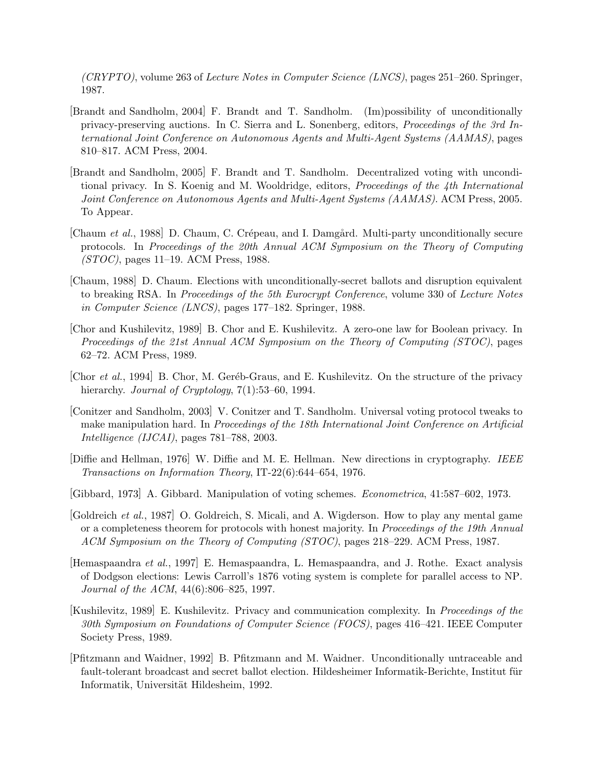*(CRYPTO)*, volume 263 of *Lecture Notes in Computer Science (LNCS)*, pages 251–260. Springer, 1987.

[Brandt and Sandholm, 2004] F. Brandt and T. Sandholm. (Im)possibility of unconditionally privacy-preserving auctions. In C. Sierra and L. Sonenberg, editors, *Proceedings of the 3rd International Joint Conference on Autonomous Agents and Multi-Agent Systems (AAMAS)*, pages 810–817. ACM Press, 2004.

[Brandt and Sandholm, 2005] F. Brandt and T. Sandholm. Decentralized voting with unconditional privacy. In S. Koenig and M. Wooldridge, editors, *Proceedings of the 4th International Joint Conference on Autonomous Agents and Multi-Agent Systems (AAMAS)*. ACM Press, 2005. To Appear.

[Chaum *et al.*, 1988] D. Chaum, C. Crépeau, and I. Damgård. Multi-party unconditionally secure protocols. In *Proceedings of the 20th Annual ACM Symposium on the Theory of Computing (STOC)*, pages 11–19. ACM Press, 1988.

[Chaum, 1988] D. Chaum. Elections with unconditionally-secret ballots and disruption equivalent to breaking RSA. In *Proceedings of the 5th Eurocrypt Conference*, volume 330 of *Lecture Notes in Computer Science (LNCS)*, pages 177–182. Springer, 1988.

[Chor and Kushilevitz, 1989] B. Chor and E. Kushilevitz. A zero-one law for Boolean privacy. In *Proceedings of the 21st Annual ACM Symposium on the Theory of Computing (STOC)*, pages 62–72. ACM Press, 1989.

[Chor *et al.*, 1994] B. Chor, M. Geréb-Graus, and E. Kushilevitz. On the structure of the privacy hierarchy. *Journal of Cryptology*, 7(1):53–60, 1994.

[Conitzer and Sandholm, 2003] V. Conitzer and T. Sandholm. Universal voting protocol tweaks to make manipulation hard. In *Proceedings of the 18th International Joint Conference on Artificial Intelligence (IJCAI)*, pages 781–788, 2003.

[Diffie and Hellman, 1976] W. Diffie and M. E. Hellman. New directions in cryptography. *IEEE Transactions on Information Theory*, IT-22(6):644–654, 1976.

[Gibbard, 1973] A. Gibbard. Manipulation of voting schemes. *Econometrica*, 41:587–602, 1973.

[Goldreich *et al.*, 1987] O. Goldreich, S. Micali, and A. Wigderson. How to play any mental game or a completeness theorem for protocols with honest majority. In *Proceedings of the 19th Annual ACM Symposium on the Theory of Computing (STOC)*, pages 218–229. ACM Press, 1987.

[Hemaspaandra *et al.*, 1997] E. Hemaspaandra, L. Hemaspaandra, and J. Rothe. Exact analysis of Dodgson elections: Lewis Carroll's 1876 voting system is complete for parallel access to NP. *Journal of the ACM*, 44(6):806–825, 1997.

[Kushilevitz, 1989] E. Kushilevitz. Privacy and communication complexity. In *Proceedings of the 30th Symposium on Foundations of Computer Science (FOCS)*, pages 416–421. IEEE Computer Society Press, 1989.

[Pfitzmann and Waidner, 1992] B. Pfitzmann and M. Waidner. Unconditionally untraceable and fault-tolerant broadcast and secret ballot election. Hildesheimer Informatik-Berichte, Institut für Informatik, Universität Hildesheim, 1992.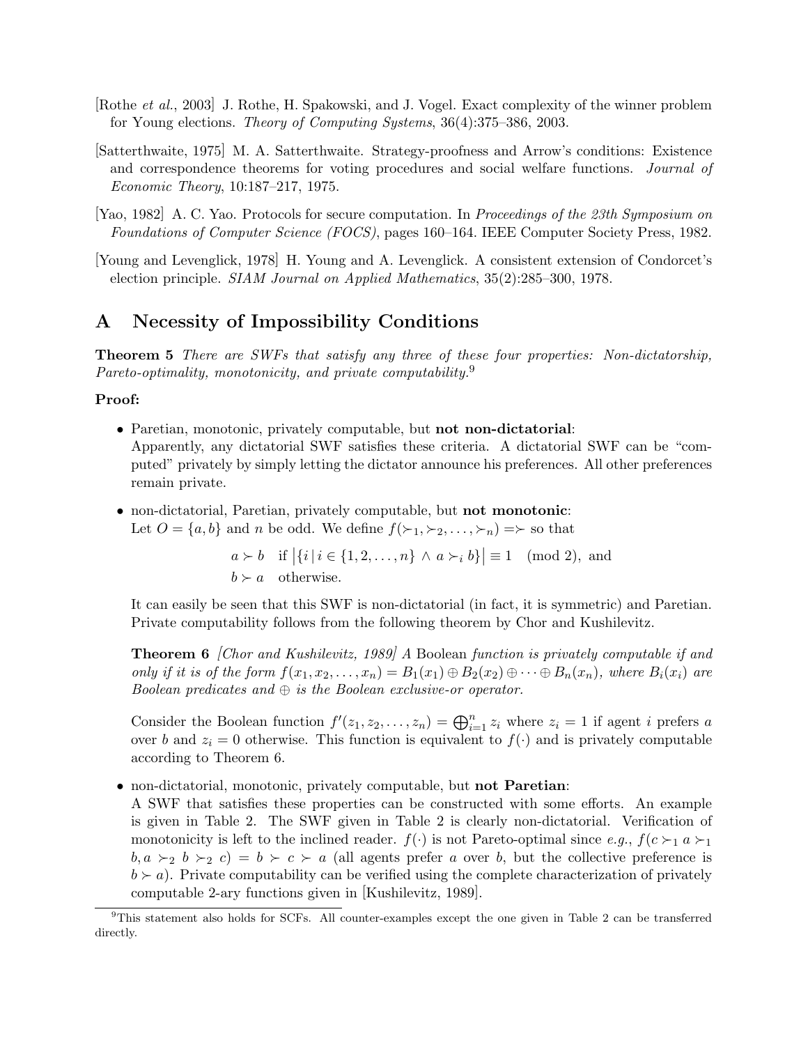[Rothe *et al.*, 2003] J. Rothe, H. Spakowski, and J. Vogel. Exact complexity of the winner problem for Young elections. *Theory of Computing Systems*, 36(4):375–386, 2003.

[Satterthwaite, 1975] M. A. Satterthwaite. Strategy-proofness and Arrow's conditions: Existence and correspondence theorems for voting procedures and social welfare functions. *Journal of Economic Theory*, 10:187–217, 1975.

[Yao, 1982] A. C. Yao. Protocols for secure computation. In *Proceedings of the 23th Symposium on Foundations of Computer Science (FOCS)*, pages 160–164. IEEE Computer Society Press, 1982.

[Young and Levenglick, 1978] H. Young and A. Levenglick. A consistent extension of Condorcet's election principle. *SIAM Journal on Applied Mathematics*, 35(2):285–300, 1978.

## A Necessity of Impossibility Conditions

**Theorem 5** *There are SWFs that satisfy any three of these four properties: Non-dictatorship, Pareto-optimality, monotonicity, and private computability.*[9]

**Proof:**

- Paretian, monotonic, privately computable, but **not non-dictatorial**:
  Apparently, any dictatorial SWF satisfies these criteria. A dictatorial SWF can be "computed" privately by simply letting the dictator announce his preferences. All other preferences remain private.

- non-dictatorial, Paretian, privately computable, but **not monotonic**:
  Let $O = \{a, b\}$ and $n$ be odd. We define $f(\succ_1, \succ_2, \ldots, \succ_n) = \succ$ so that

  $$a \succ b \quad \text{if } \big|\{i \,|\, i \in \{1, 2, \ldots, n\} \wedge a \succ_i b\}\big| \equiv 1 \pmod 2, \text{ and}$$
  $$b \succ a \quad \text{otherwise.}$$

  It can easily be seen that this SWF is non-dictatorial (in fact, it is symmetric) and Paretian. Private computability follows from the following theorem by Chor and Kushilevitz.

  **Theorem 6** *[Chor and Kushilevitz, 1989] A* Boolean *function is privately computable if and only if it is of the form $f(x_1, x_2, \ldots, x_n) = B_1(x_1) \oplus B_2(x_2) \oplus \cdots \oplus B_n(x_n)$, where $B_i(x_i)$ are Boolean predicates and $\oplus$ is the Boolean exclusive-or operator.*

  Consider the Boolean function $f'(z_1, z_2, \ldots, z_n) = \bigoplus_{i=1}^{n} z_i$ where $z_i = 1$ if agent $i$ prefers $a$ over $b$ and $z_i = 0$ otherwise. This function is equivalent to $f(\cdot)$ and is privately computable according to Theorem 6.

- non-dictatorial, monotonic, privately computable, but **not Paretian**:
  A SWF that satisfies these properties can be constructed with some efforts. An example is given in Table 2. The SWF given in Table 2 is clearly non-dictatorial. Verification of monotonicity is left to the inclined reader. $f(\cdot)$ is not Pareto-optimal since *e.g.*, $f(c \succ_1 a \succ_1 b, a \succ_2 b \succ_2 c) = b \succ c \succ a$ (all agents prefer $a$ over $b$, but the collective preference is $b \succ a$). Private computability can be verified using the complete characterization of privately computable 2-ary functions given in [Kushilevitz, 1989].

[9] This statement also holds for SCFs. All counter-examples except the one given in Table 2 can be transferred directly.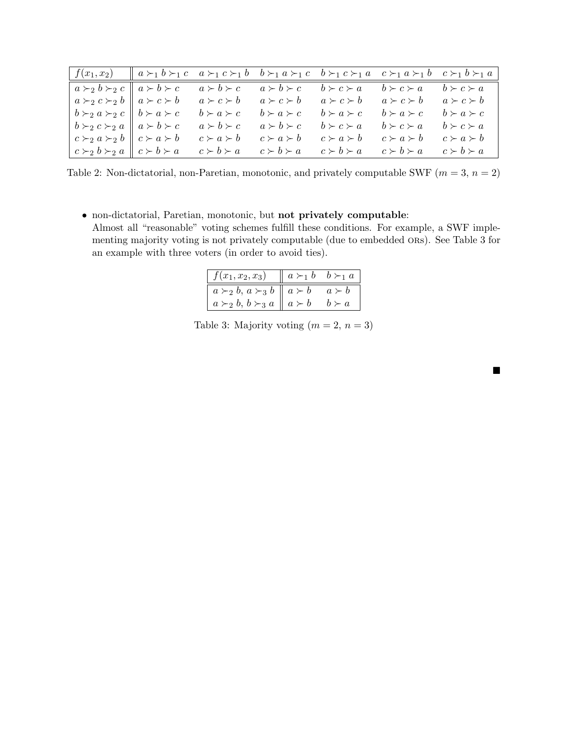| $f(x_1, x_2)$ | $a \succ_1 b \succ_1 c$ | $a \succ_1 c \succ_1 b$ | $b \succ_1 a \succ_1 c$ | $b \succ_1 c \succ_1 a$ | $c \succ_1 a \succ_1 b$ | $c \succ_1 b \succ_1 a$ |
|---|---|---|---|---|---|---|
| $a \succ_2 b \succ_2 c$ | $a \succ b \succ c$ | $a \succ b \succ c$ | $a \succ b \succ c$ | $b \succ c \succ a$ | $b \succ c \succ a$ | $b \succ c \succ a$ |
| $a \succ_2 c \succ_2 b$ | $a \succ c \succ b$ | $a \succ c \succ b$ | $a \succ c \succ b$ | $a \succ c \succ b$ | $a \succ c \succ b$ | $a \succ c \succ b$ |
| $b \succ_2 a \succ_2 c$ | $b \succ a \succ c$ | $b \succ a \succ c$ | $b \succ a \succ c$ | $b \succ a \succ c$ | $b \succ a \succ c$ | $b \succ a \succ c$ |
| $b \succ_2 c \succ_2 a$ | $a \succ b \succ c$ | $a \succ b \succ c$ | $a \succ b \succ c$ | $b \succ c \succ a$ | $b \succ c \succ a$ | $b \succ c \succ a$ |
| $c \succ_2 a \succ_2 b$ | $c \succ a \succ b$ | $c \succ a \succ b$ | $c \succ a \succ b$ | $c \succ a \succ b$ | $c \succ a \succ b$ | $c \succ a \succ b$ |
| $c \succ_2 b \succ_2 a$ | $c \succ b \succ a$ | $c \succ b \succ a$ | $c \succ b \succ a$ | $c \succ b \succ a$ | $c \succ b \succ a$ | $c \succ b \succ a$ |

Table 2: Non-dictatorial, non-Paretian, monotonic, and privately computable SWF ($m = 3$, $n = 2$)

- non-dictatorial, Paretian, monotonic, but **not privately computable**:
  Almost all "reasonable" voting schemes fulfill these conditions. For example, a SWF implementing majority voting is not privately computable (due to embedded ORs). See Table 3 for an example with three voters (in order to avoid ties).

| $f(x_1, x_2, x_3)$ | $a \succ_1 b$ | $b \succ_1 a$ |
|---|---|---|
| $a \succ_2 b$, $a \succ_3 b$ | $a \succ b$ | $a \succ b$ |
| $a \succ_2 b$, $b \succ_3 a$ | $a \succ b$ | $b \succ a$ |

Table 3: Majority voting ($m = 2$, $n = 3$)

■